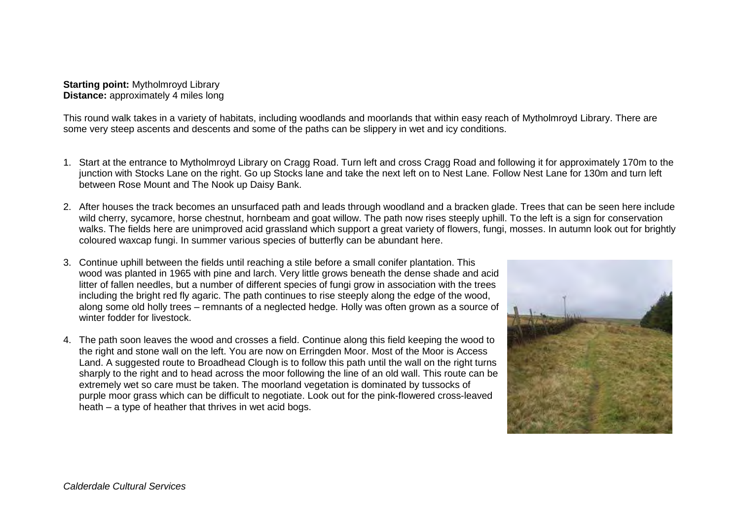**Starting point:** Mytholmroyd Library
**Distance:** approximately 4 miles long

This round walk takes in a variety of habitats, including woodlands and moorlands that within easy reach of Mytholmroyd Library. There are some very steep ascents and descents and some of the paths can be slippery in wet and icy conditions.

1. Start at the entrance to Mytholmroyd Library on Cragg Road. Turn left and cross Cragg Road and following it for approximately 170m to the junction with Stocks Lane on the right. Go up Stocks lane and take the next left on to Nest Lane. Follow Nest Lane for 130m and turn left between Rose Mount and The Nook up Daisy Bank.

2. After houses the track becomes an unsurfaced path and leads through woodland and a bracken glade. Trees that can be seen here include wild cherry, sycamore, horse chestnut, hornbeam and goat willow. The path now rises steeply uphill. To the left is a sign for conservation walks. The fields here are unimproved acid grassland which support a great variety of flowers, fungi, mosses. In autumn look out for brightly coloured waxcap fungi. In summer various species of butterfly can be abundant here.

3. Continue uphill between the fields until reaching a stile before a small conifer plantation. This wood was planted in 1965 with pine and larch. Very little grows beneath the dense shade and acid litter of fallen needles, but a number of different species of fungi grow in association with the trees including the bright red fly agaric. The path continues to rise steeply along the edge of the wood, along some old holly trees – remnants of a neglected hedge. Holly was often grown as a source of winter fodder for livestock.

4. The path soon leaves the wood and crosses a field. Continue along this field keeping the wood to the right and stone wall on the left. You are now on Erringden Moor. Most of the Moor is Access Land. A suggested route to Broadhead Clough is to follow this path until the wall on the right turns sharply to the right and to head across the moor following the line of an old wall. This route can be extremely wet so care must be taken. The moorland vegetation is dominated by tussocks of purple moor grass which can be difficult to negotiate. Look out for the pink-flowered cross-leaved heath – a type of heather that thrives in wet acid bogs.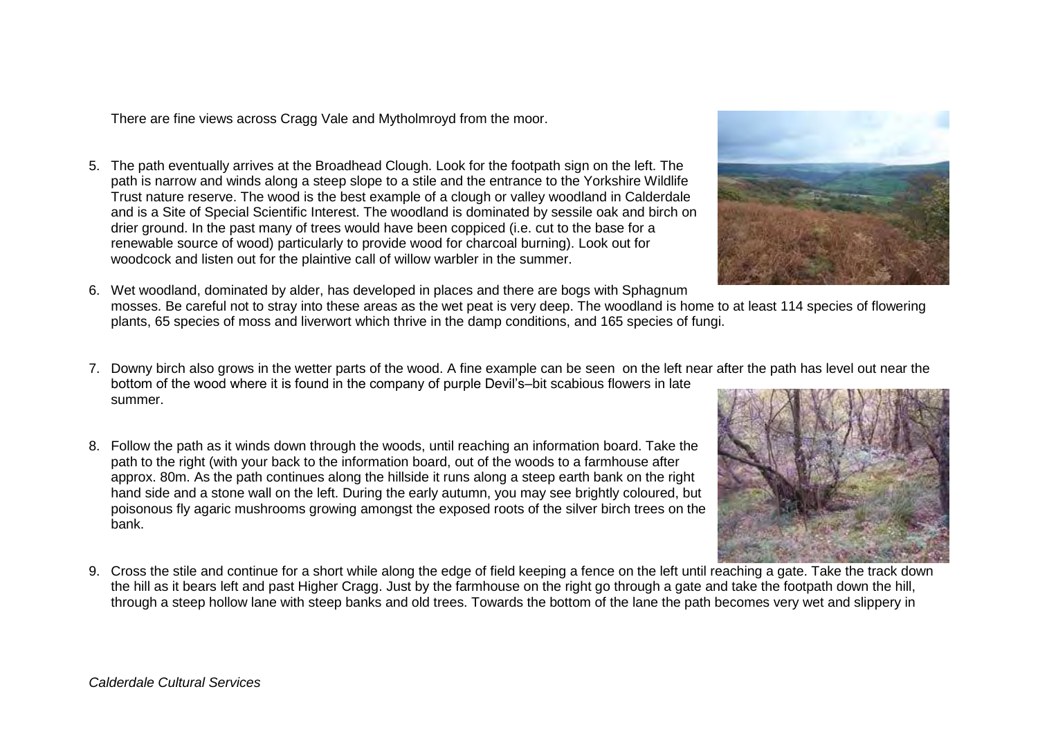There are fine views across Cragg Vale and Mytholmroyd from the moor.

5. The path eventually arrives at the Broadhead Clough. Look for the footpath sign on the left. The path is narrow and winds along a steep slope to a stile and the entrance to the Yorkshire Wildlife Trust nature reserve. The wood is the best example of a clough or valley woodland in Calderdale and is a Site of Special Scientific Interest. The woodland is dominated by sessile oak and birch on drier ground. In the past many of trees would have been coppiced (i.e. cut to the base for a renewable source of wood) particularly to provide wood for charcoal burning). Look out for woodcock and listen out for the plaintive call of willow warbler in the summer.

6. Wet woodland, dominated by alder, has developed in places and there are bogs with Sphagnum mosses. Be careful not to stray into these areas as the wet peat is very deep. The woodland is home to at least 114 species of flowering plants, 65 species of moss and liverwort which thrive in the damp conditions, and 165 species of fungi.

7. Downy birch also grows in the wetter parts of the wood. A fine example can be seen on the left near after the path has level out near the bottom of the wood where it is found in the company of purple Devil's–bit scabious flowers in late summer.

8. Follow the path as it winds down through the woods, until reaching an information board. Take the path to the right (with your back to the information board, out of the woods to a farmhouse after approx. 80m. As the path continues along the hillside it runs along a steep earth bank on the right hand side and a stone wall on the left. During the early autumn, you may see brightly coloured, but poisonous fly agaric mushrooms growing amongst the exposed roots of the silver birch trees on the bank.

9. Cross the stile and continue for a short while along the edge of field keeping a fence on the left until reaching a gate. Take the track down the hill as it bears left and past Higher Cragg. Just by the farmhouse on the right go through a gate and take the footpath down the hill, through a steep hollow lane with steep banks and old trees. Towards the bottom of the lane the path becomes very wet and slippery in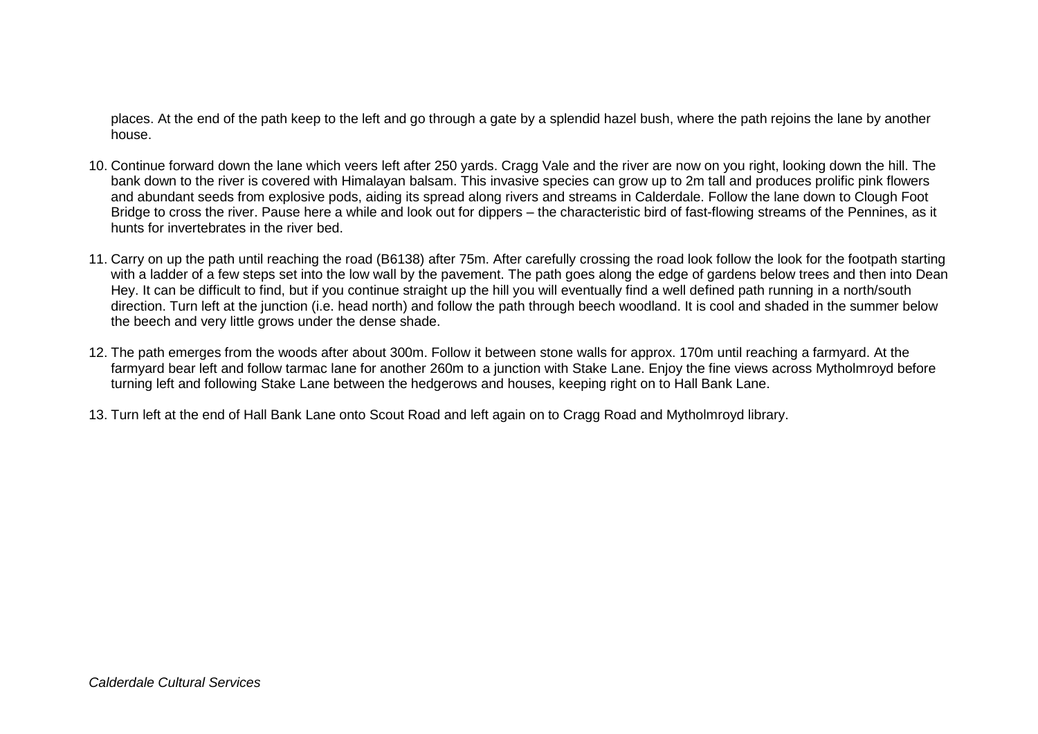places. At the end of the path keep to the left and go through a gate by a splendid hazel bush, where the path rejoins the lane by another house.

10. Continue forward down the lane which veers left after 250 yards. Cragg Vale and the river are now on you right, looking down the hill. The bank down to the river is covered with Himalayan balsam. This invasive species can grow up to 2m tall and produces prolific pink flowers and abundant seeds from explosive pods, aiding its spread along rivers and streams in Calderdale. Follow the lane down to Clough Foot Bridge to cross the river. Pause here a while and look out for dippers – the characteristic bird of fast-flowing streams of the Pennines, as it hunts for invertebrates in the river bed.

11. Carry on up the path until reaching the road (B6138) after 75m. After carefully crossing the road look follow the look for the footpath starting with a ladder of a few steps set into the low wall by the pavement. The path goes along the edge of gardens below trees and then into Dean Hey. It can be difficult to find, but if you continue straight up the hill you will eventually find a well defined path running in a north/south direction. Turn left at the junction (i.e. head north) and follow the path through beech woodland. It is cool and shaded in the summer below the beech and very little grows under the dense shade.

12. The path emerges from the woods after about 300m. Follow it between stone walls for approx. 170m until reaching a farmyard. At the farmyard bear left and follow tarmac lane for another 260m to a junction with Stake Lane. Enjoy the fine views across Mytholmroyd before turning left and following Stake Lane between the hedgerows and houses, keeping right on to Hall Bank Lane.

13. Turn left at the end of Hall Bank Lane onto Scout Road and left again on to Cragg Road and Mytholmroyd library.